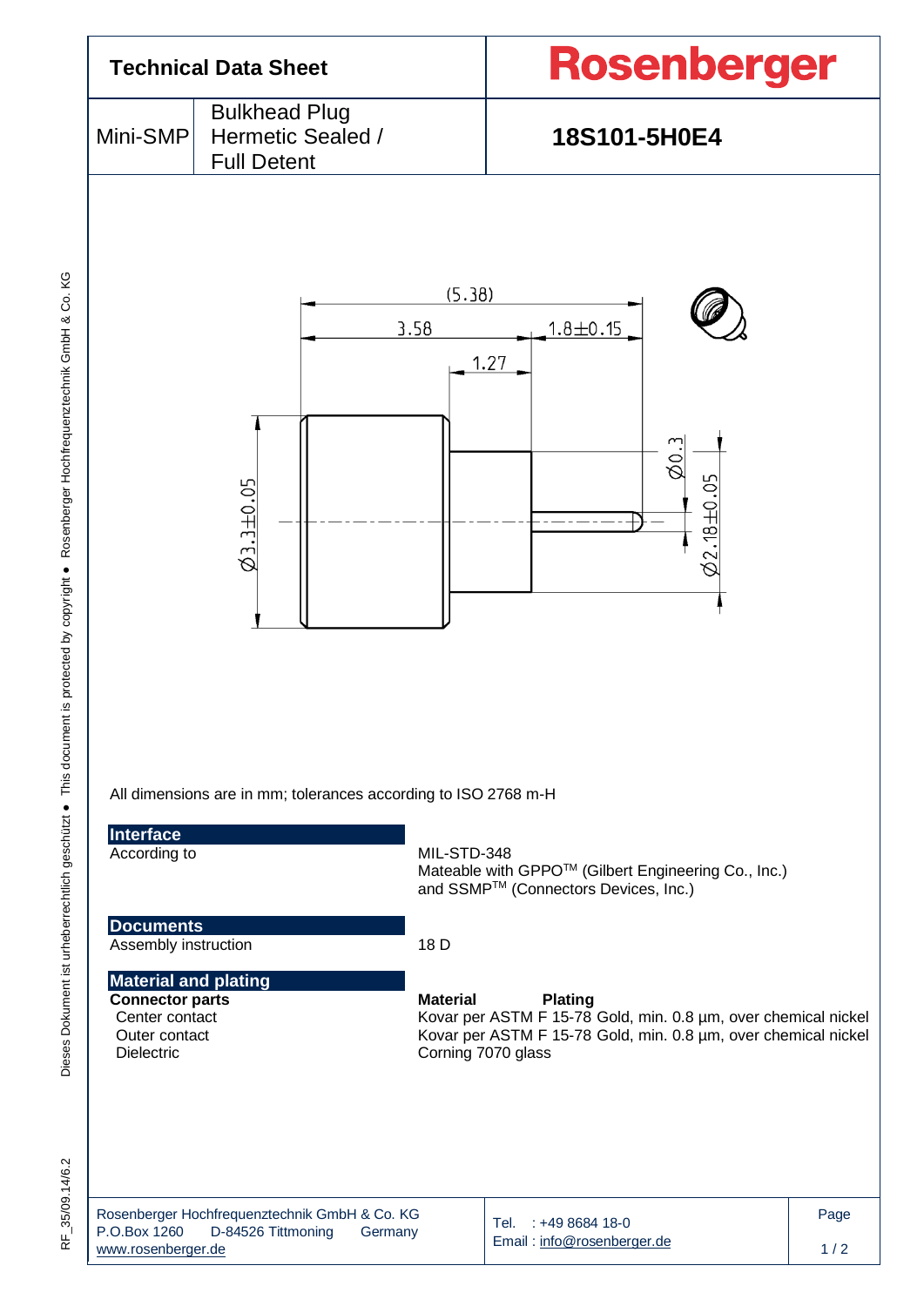# Technical Data Sheet

**Rosenberger**

| Mini-SMP | Bulkhead Plug Hermetic Sealed / Full Detent | **18S101-5H0E4** |
|---|---|---|

All dimensions are in mm; tolerances according to ISO 2768 m-H

## Interface

| | |
|---|---|
| According to | MIL-STD-348<br>Mateable with GPPO™ (Gilbert Engineering Co., Inc.) and SSMP™ (Connectors Devices, Inc.) |

## Documents

| | |
|---|---|
| Assembly instruction | 18 D |

## Material and plating

| **Connector parts** | **Material** | **Plating** |
|---|---|---|
| Center contact | Kovar per ASTM F 15-78 | Gold, min. 0.8 µm, over chemical nickel |
| Outer contact | Kovar per ASTM F 15-78 | Gold, min. 0.8 µm, over chemical nickel |
| Dielectric | Corning 7070 glass | |

Rosenberger Hochfrequenztechnik GmbH & Co. KG
P.O.Box 1260 D-84526 Tittmoning Germany
www.rosenberger.de

Tel. : +49 8684 18-0
Email : info@rosenberger.de

RF_35/09.14/6.2

Dieses Dokument ist urheberrechtlich geschützt ● This document is protected by copyright ● Rosenberger Hochfrequenztechnik GmbH & Co. KG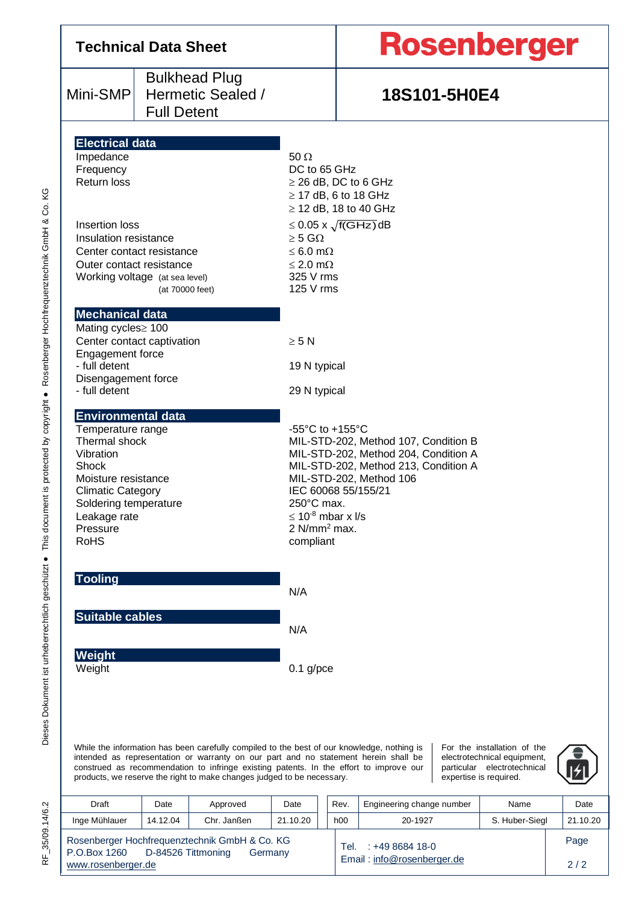# Technical Data Sheet

**Rosenberger**

| Mini-SMP | Bulkhead Plug Hermetic Sealed / Full Detent | **18S101-5H0E4** |
|---|---|---|

## Electrical data

| | |
|---|---|
| Impedance | 50 Ω |
| Frequency | DC to 65 GHz |
| Return loss | ≥ 26 dB, DC to 6 GHz<br>≥ 17 dB, 6 to 18 GHz<br>≥ 12 dB, 18 to 40 GHz |
| Insertion loss | $\leq 0.05 \times \sqrt{f(GHz)}$ dB |
| Insulation resistance | ≥ 5 GΩ |
| Center contact resistance | ≤ 6.0 mΩ |
| Outer contact resistance | ≤ 2.0 mΩ |
| Working voltage (at sea level) | 325 V rms |
| (at 70000 feet) | 125 V rms |

## Mechanical data

| | |
|---|---|
| Mating cycles≥ 100 | |
| Center contact captivation | ≥ 5 N |
| Engagement force | |
| - full detent | 19 N typical |
| Disengagement force | |
| - full detent | 29 N typical |

## Environmental data

| | |
|---|---|
| Temperature range | -55°C to +155°C |
| Thermal shock | MIL-STD-202, Method 107, Condition B |
| Vibration | MIL-STD-202, Method 204, Condition A |
| Shock | MIL-STD-202, Method 213, Condition A |
| Moisture resistance | MIL-STD-202, Method 106 |
| Climatic Category | IEC 60068 55/155/21 |
| Soldering temperature | 250°C max. |
| Leakage rate | $\leq 10^{-8}$ mbar x l/s |
| Pressure | 2 $N/mm^2$ max. |
| RoHS | compliant |

## Tooling

N/A

## Suitable cables

N/A

## Weight

| | |
|---|---|
| Weight | 0.1 g/pce |

While the information has been carefully compiled to the best of our knowledge, nothing is intended as representation or warranty on our part and no statement herein shall be construed as recommendation to infringe existing patents. In the effort to improve our products, we reserve the right to make changes judged to be necessary.

For the installation of the electrotechnical equipment, particular electrotechnical expertise is required.

| Draft | Date | Approved | Date | Rev. | Engineering change number | Name | Date |
|---|---|---|---|---|---|---|---|
| Inge Mühlauer | 14.12.04 | Chr. Janßen | 21.10.20 | h00 | 20-1927 | S. Huber-Siegl | 21.10.20 |

Rosenberger Hochfrequenztechnik GmbH & Co. KG
P.O.Box 1260 D-84526 Tittmoning Germany
www.rosenberger.de

Tel. : +49 8684 18-0
Email : info@rosenberger.de

RF_35/09.14/6.2

Dieses Dokument ist urheberrechtlich geschützt ● This document is protected by copyright ● Rosenberger Hochfrequenztechnik GmbH & Co. KG